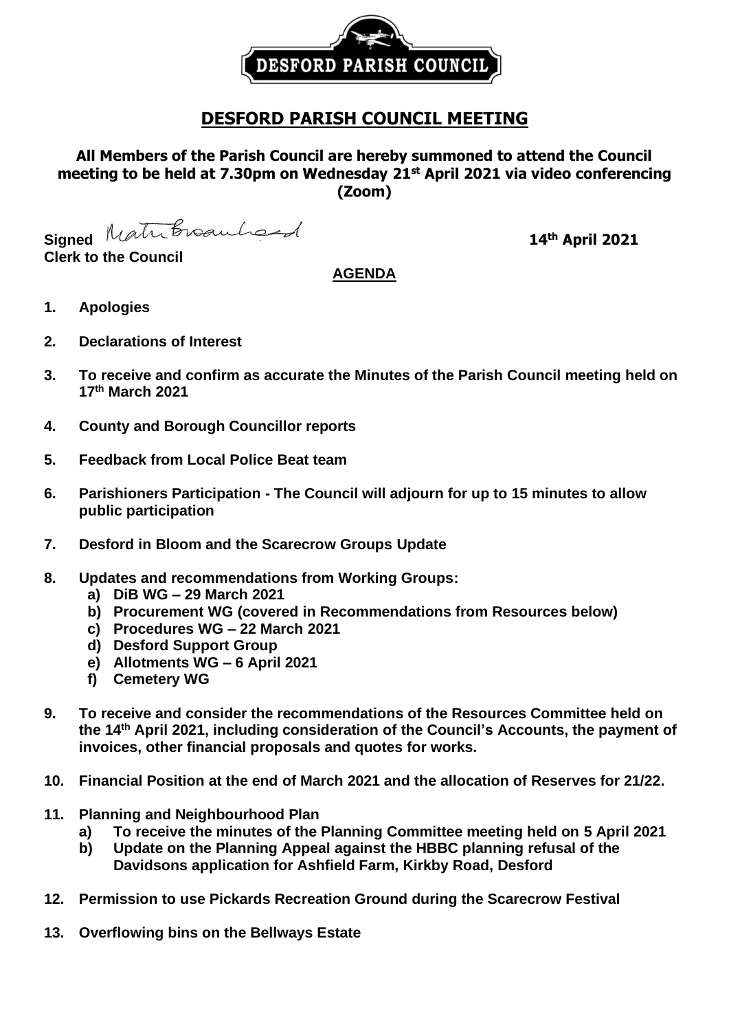DESFORD PARISH COUNCIL

# DESFORD PARISH COUNCIL MEETING

**All Members of the Parish Council are hereby summoned to attend the Council meeting to be held at 7.30pm on Wednesday 21st April 2021 via video conferencing (Zoom)**

**Signed** Matu Broadhead **14th April 2021**

**Clerk to the Council**

**AGENDA**

1. **Apologies**
2. **Declarations of Interest**
3. **To receive and confirm as accurate the Minutes of the Parish Council meeting held on 17th March 2021**
4. **County and Borough Councillor reports**
5. **Feedback from Local Police Beat team**
6. **Parishioners Participation - The Council will adjourn for up to 15 minutes to allow public participation**
7. **Desford in Bloom and the Scarecrow Groups Update**
8. **Updates and recommendations from Working Groups:**
   - **a) DiB WG – 29 March 2021**
   - **b) Procurement WG (covered in Recommendations from Resources below)**
   - **c) Procedures WG – 22 March 2021**
   - **d) Desford Support Group**
   - **e) Allotments WG – 6 April 2021**
   - **f) Cemetery WG**
9. **To receive and consider the recommendations of the Resources Committee held on the 14th April 2021, including consideration of the Council's Accounts, the payment of invoices, other financial proposals and quotes for works.**
10. **Financial Position at the end of March 2021 and the allocation of Reserves for 21/22.**
11. **Planning and Neighbourhood Plan**
    - **a) To receive the minutes of the Planning Committee meeting held on 5 April 2021**
    - **b) Update on the Planning Appeal against the HBBC planning refusal of the Davidsons application for Ashfield Farm, Kirkby Road, Desford**
12. **Permission to use Pickards Recreation Ground during the Scarecrow Festival**
13. **Overflowing bins on the Bellways Estate**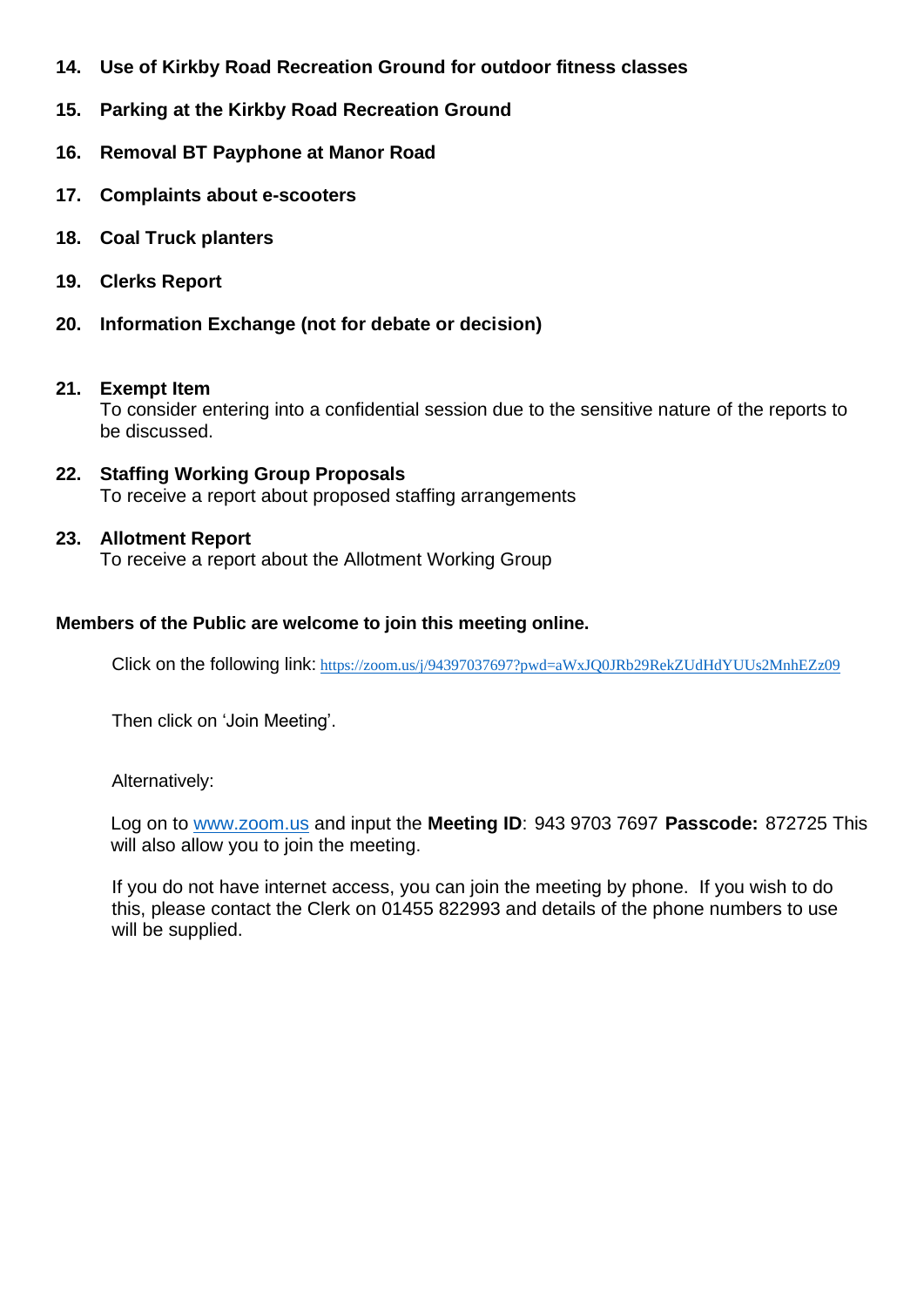**14. Use of Kirkby Road Recreation Ground for outdoor fitness classes**

**15. Parking at the Kirkby Road Recreation Ground**

**16. Removal BT Payphone at Manor Road**

**17. Complaints about e-scooters**

**18. Coal Truck planters**

**19. Clerks Report**

**20. Information Exchange (not for debate or decision)**

**21. Exempt Item**
To consider entering into a confidential session due to the sensitive nature of the reports to be discussed.

**22. Staffing Working Group Proposals**
To receive a report about proposed staffing arrangements

**23. Allotment Report**
To receive a report about the Allotment Working Group

**Members of the Public are welcome to join this meeting online.**

Click on the following link: https://zoom.us/j/94397037697?pwd=aWxJQ0JRb29RekZUdHdYUUs2MnhEZz09

Then click on 'Join Meeting'.

Alternatively:

Log on to www.zoom.us and input the **Meeting ID**: 943 9703 7697 **Passcode:** 872725 This will also allow you to join the meeting.

If you do not have internet access, you can join the meeting by phone. If you wish to do this, please contact the Clerk on 01455 822993 and details of the phone numbers to use will be supplied.